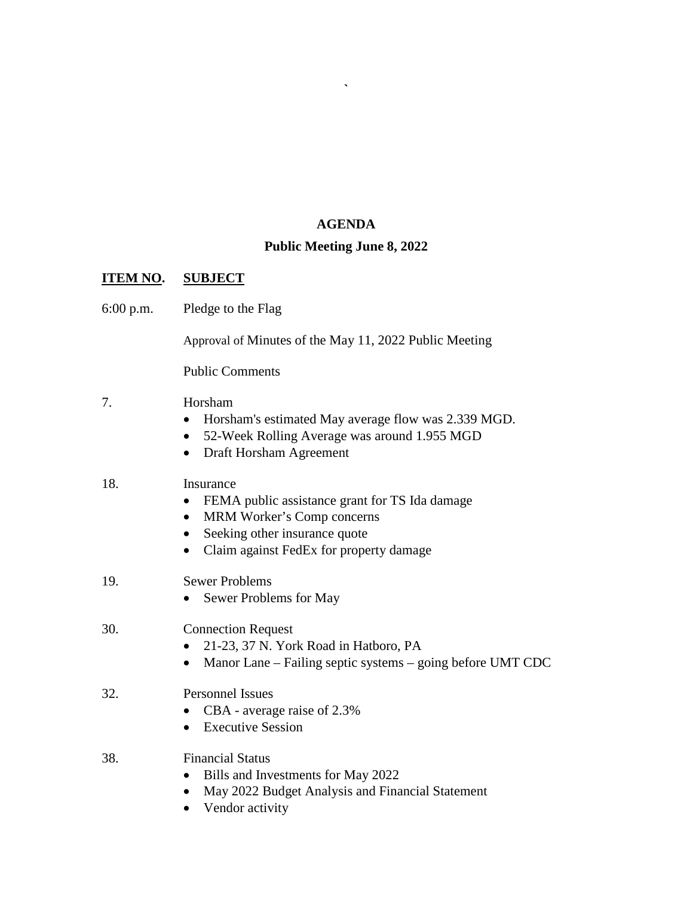`

# AGENDA

## Public Meeting June 8, 2022

| ITEM NO. | SUBJECT |
|---|---|
| 6:00 p.m. | Pledge to the Flag |
| | Approval of Minutes of the May 11, 2022 Public Meeting |
| | Public Comments |

7. Horsham
   - Horsham's estimated May average flow was 2.339 MGD.
   - 52-Week Rolling Average was around 1.955 MGD
   - Draft Horsham Agreement

18. Insurance
   - FEMA public assistance grant for TS Ida damage
   - MRM Worker's Comp concerns
   - Seeking other insurance quote
   - Claim against FedEx for property damage

19. Sewer Problems
   - Sewer Problems for May

30. Connection Request
   - 21-23, 37 N. York Road in Hatboro, PA
   - Manor Lane – Failing septic systems – going before UMT CDC

32. Personnel Issues
   - CBA - average raise of 2.3%
   - Executive Session

38. Financial Status
   - Bills and Investments for May 2022
   - May 2022 Budget Analysis and Financial Statement
   - Vendor activity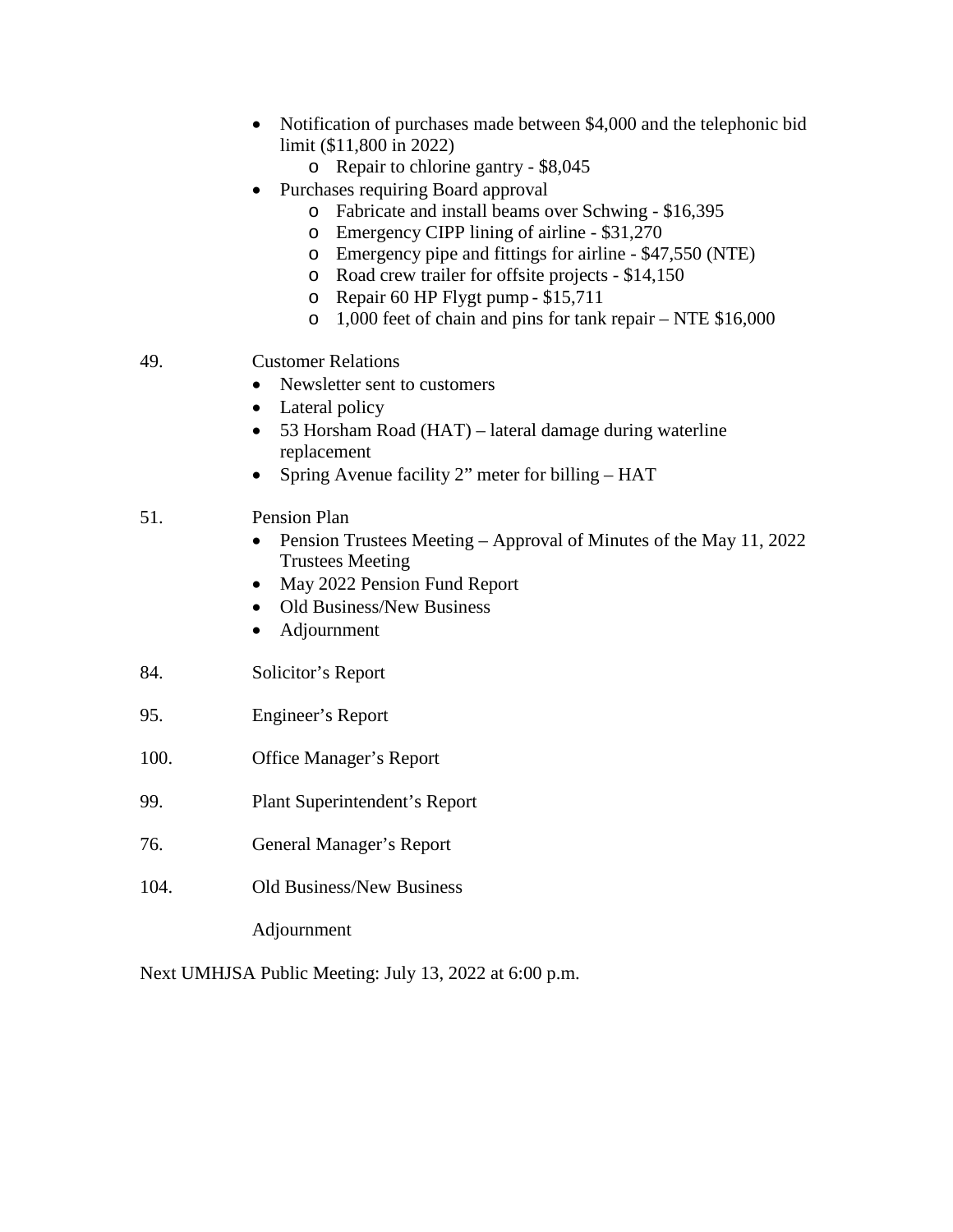- Notification of purchases made between $4,000 and the telephonic bid limit ($11,800 in 2022)
  - Repair to chlorine gantry - $8,045
- Purchases requiring Board approval
  - Fabricate and install beams over Schwing - $16,395
  - Emergency CIPP lining of airline - $31,270
  - Emergency pipe and fittings for airline - $47,550 (NTE)
  - Road crew trailer for offsite projects - $14,150
  - Repair 60 HP Flygt pump - $15,711
  - 1,000 feet of chain and pins for tank repair – NTE $16,000

49. Customer Relations
    - Newsletter sent to customers
    - Lateral policy
    - 53 Horsham Road (HAT) – lateral damage during waterline replacement
    - Spring Avenue facility 2" meter for billing – HAT

51. Pension Plan
    - Pension Trustees Meeting – Approval of Minutes of the May 11, 2022 Trustees Meeting
    - May 2022 Pension Fund Report
    - Old Business/New Business
    - Adjournment

84. Solicitor's Report

95. Engineer's Report

100. Office Manager's Report

99. Plant Superintendent's Report

76. General Manager's Report

104. Old Business/New Business

Adjournment

Next UMHJSA Public Meeting: July 13, 2022 at 6:00 p.m.